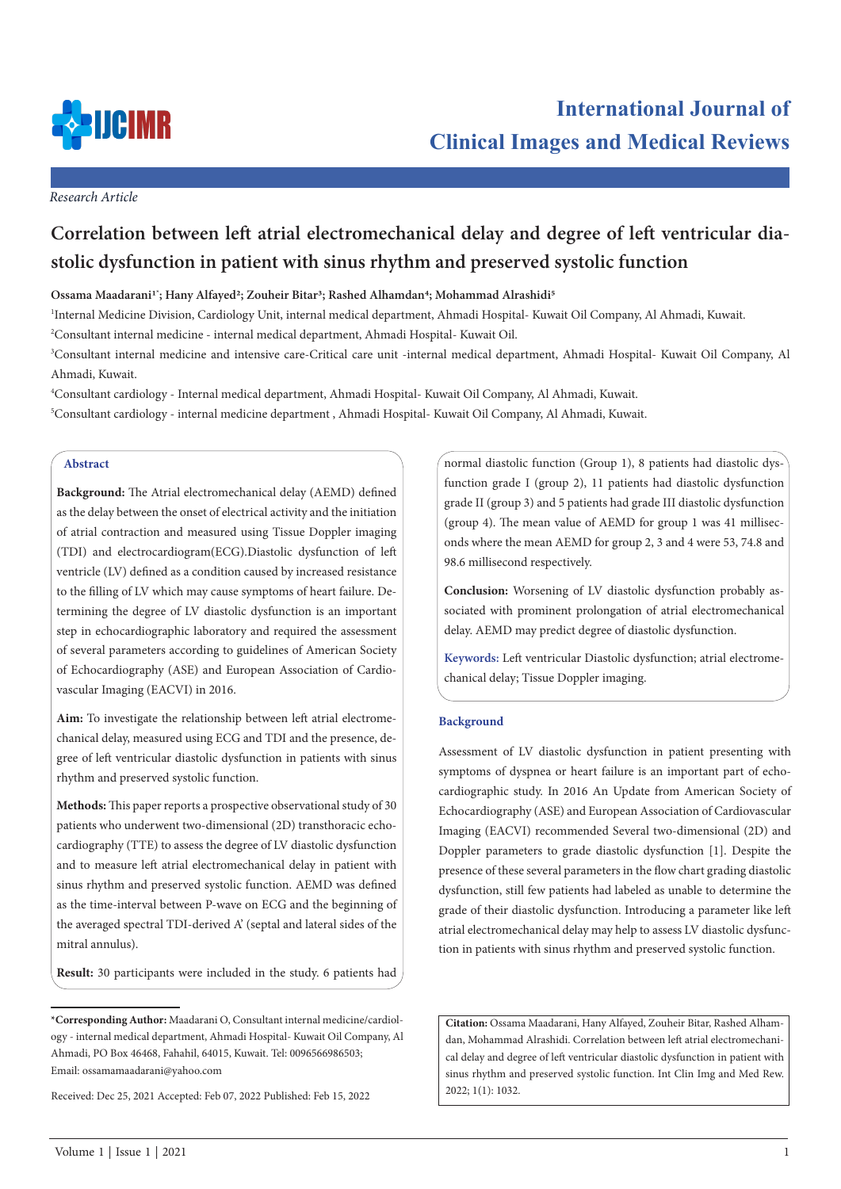*Research Article*

# Correlation between left atrial electromechanical delay and degree of left ventricular diastolic dysfunction in patient with sinus rhythm and preserved systolic function

**Ossama Maadarani[1*]; Hany Alfayed[2]; Zouheir Bitar[3]; Rashed Alhamdan[4]; Mohammad Alrashidi[5]**

[1]Internal Medicine Division, Cardiology Unit, internal medical department, Ahmadi Hospital- Kuwait Oil Company, Al Ahmadi, Kuwait.

[2]Consultant internal medicine - internal medical department, Ahmadi Hospital- Kuwait Oil.

[3]Consultant internal medicine and intensive care-Critical care unit -internal medical department, Ahmadi Hospital- Kuwait Oil Company, Al Ahmadi, Kuwait.

[4]Consultant cardiology - Internal medical department, Ahmadi Hospital- Kuwait Oil Company, Al Ahmadi, Kuwait.

[5]Consultant cardiology - internal medicine department , Ahmadi Hospital- Kuwait Oil Company, Al Ahmadi, Kuwait.

## Abstract

**Background:** The Atrial electromechanical delay (AEMD) defined as the delay between the onset of electrical activity and the initiation of atrial contraction and measured using Tissue Doppler imaging (TDI) and electrocardiogram(ECG).Diastolic dysfunction of left ventricle (LV) defined as a condition caused by increased resistance to the filling of LV which may cause symptoms of heart failure. Determining the degree of LV diastolic dysfunction is an important step in echocardiographic laboratory and required the assessment of several parameters according to guidelines of American Society of Echocardiography (ASE) and European Association of Cardiovascular Imaging (EACVI) in 2016.

**Aim:** To investigate the relationship between left atrial electromechanical delay, measured using ECG and TDI and the presence, degree of left ventricular diastolic dysfunction in patients with sinus rhythm and preserved systolic function.

**Methods:** This paper reports a prospective observational study of 30 patients who underwent two-dimensional (2D) transthoracic echocardiography (TTE) to assess the degree of LV diastolic dysfunction and to measure left atrial electromechanical delay in patient with sinus rhythm and preserved systolic function. AEMD was defined as the time-interval between P-wave on ECG and the beginning of the averaged spectral TDI-derived A' (septal and lateral sides of the mitral annulus).

**Result:** 30 participants were included in the study. 6 patients had normal diastolic function (Group 1), 8 patients had diastolic dysfunction grade I (group 2), 11 patients had diastolic dysfunction grade II (group 3) and 5 patients had grade III diastolic dysfunction (group 4). The mean value of AEMD for group 1 was 41 milliseconds where the mean AEMD for group 2, 3 and 4 were 53, 74.8 and 98.6 millisecond respectively.

**Conclusion:** Worsening of LV diastolic dysfunction probably associated with prominent prolongation of atrial electromechanical delay. AEMD may predict degree of diastolic dysfunction.

**Keywords:** Left ventricular Diastolic dysfunction; atrial electromechanical delay; Tissue Doppler imaging.

## Background

Assessment of LV diastolic dysfunction in patient presenting with symptoms of dyspnea or heart failure is an important part of echocardiographic study. In 2016 An Update from American Society of Echocardiography (ASE) and European Association of Cardiovascular Imaging (EACVI) recommended Several two-dimensional (2D) and Doppler parameters to grade diastolic dysfunction [1]. Despite the presence of these several parameters in the flow chart grading diastolic dysfunction, still few patients had labeled as unable to determine the grade of their diastolic dysfunction. Introducing a parameter like left atrial electromechanical delay may help to assess LV diastolic dysfunction in patients with sinus rhythm and preserved systolic function.

**\*Corresponding Author:** Maadarani O, Consultant internal medicine/cardiology - internal medical department, Ahmadi Hospital- Kuwait Oil Company, Al Ahmadi, PO Box 46468, Fahahil, 64015, Kuwait. Tel: 0096566986503; Email: ossamamaadarani@yahoo.com

Received: Dec 25, 2021 Accepted: Feb 07, 2022 Published: Feb 15, 2022

**Citation:** Ossama Maadarani, Hany Alfayed, Zouheir Bitar, Rashed Alhamdan, Mohammad Alrashidi. Correlation between left atrial electromechanical delay and degree of left ventricular diastolic dysfunction in patient with sinus rhythm and preserved systolic function. Int Clin Img and Med Rew. 2022; 1(1): 1032.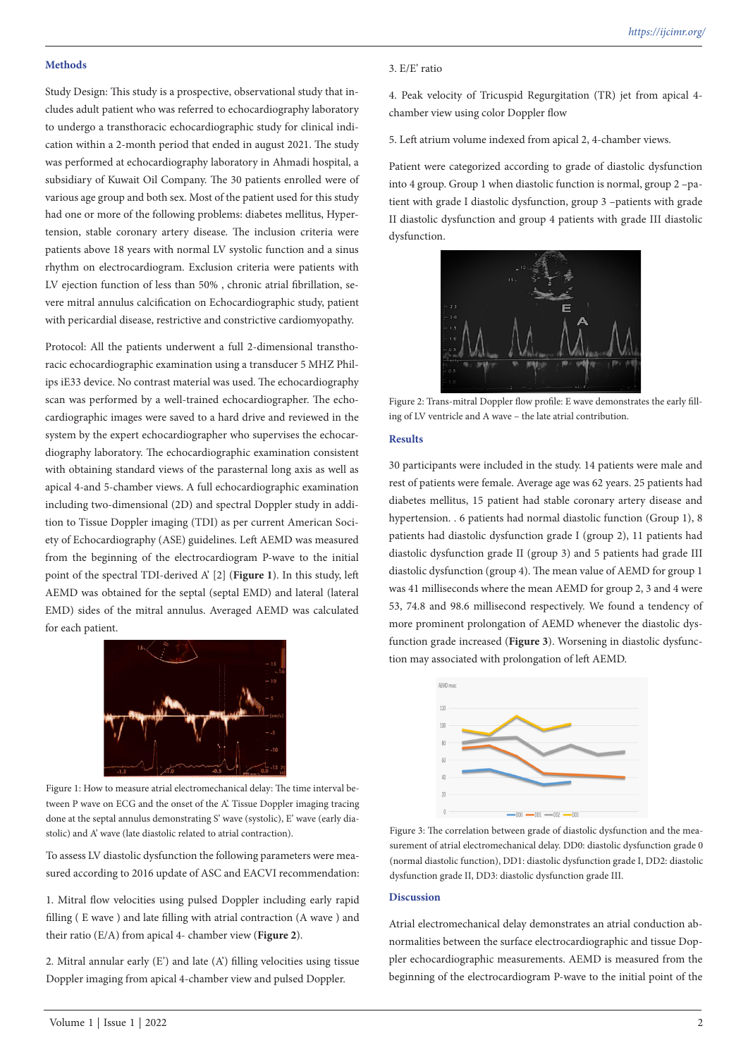## Methods

Study Design: This study is a prospective, observational study that includes adult patient who was referred to echocardiography laboratory to undergo a transthoracic echocardiographic study for clinical indication within a 2-month period that ended in august 2021. The study was performed at echocardiography laboratory in Ahmadi hospital, a subsidiary of Kuwait Oil Company. The 30 patients enrolled were of various age group and both sex. Most of the patient used for this study had one or more of the following problems: diabetes mellitus, Hypertension, stable coronary artery disease. The inclusion criteria were patients above 18 years with normal LV systolic function and a sinus rhythm on electrocardiogram. Exclusion criteria were patients with LV ejection function of less than 50% , chronic atrial fibrillation, severe mitral annulus calcification on Echocardiographic study, patient with pericardial disease, restrictive and constrictive cardiomyopathy.

Protocol: All the patients underwent a full 2-dimensional transthoracic echocardiographic examination using a transducer 5 MHZ Philips iE33 device. No contrast material was used. The echocardiography scan was performed by a well-trained echocardiographer. The echocardiographic images were saved to a hard drive and reviewed in the system by the expert echocardiographer who supervises the echocardiography laboratory. The echocardiographic examination consistent with obtaining standard views of the parasternal long axis as well as apical 4-and 5-chamber views. A full echocardiographic examination including two-dimensional (2D) and spectral Doppler study in addition to Tissue Doppler imaging (TDI) as per current American Society of Echocardiography (ASE) guidelines. Left AEMD was measured from the beginning of the electrocardiogram P-wave to the initial point of the spectral TDI-derived A' [2] (**Figure 1**). In this study, left AEMD was obtained for the septal (septal EMD) and lateral (lateral EMD) sides of the mitral annulus. Averaged AEMD was calculated for each patient.

Figure 1: How to measure atrial electromechanical delay: The time interval between P wave on ECG and the onset of the A'. Tissue Doppler imaging tracing done at the septal annulus demonstrating S' wave (systolic), E' wave (early diastolic) and A' wave (late diastolic related to atrial contraction).

To assess LV diastolic dysfunction the following parameters were measured according to 2016 update of ASC and EACVI recommendation:

1. Mitral flow velocities using pulsed Doppler including early rapid filling ( E wave ) and late filling with atrial contraction (A wave ) and their ratio (E/A) from apical 4- chamber view (**Figure 2**).

2. Mitral annular early (E') and late (A') filling velocities using tissue Doppler imaging from apical 4-chamber view and pulsed Doppler.

3. E/E' ratio

4. Peak velocity of Tricuspid Regurgitation (TR) jet from apical 4-chamber view using color Doppler flow

5. Left atrium volume indexed from apical 2, 4-chamber views.

Patient were categorized according to grade of diastolic dysfunction into 4 group. Group 1 when diastolic function is normal, group 2 –patient with grade I diastolic dysfunction, group 3 –patients with grade II diastolic dysfunction and group 4 patients with grade III diastolic dysfunction.

Figure 2: Trans-mitral Doppler flow profile: E wave demonstrates the early filling of LV ventricle and A wave – the late atrial contribution.

## Results

30 participants were included in the study. 14 patients were male and rest of patients were female. Average age was 62 years. 25 patients had diabetes mellitus, 15 patient had stable coronary artery disease and hypertension. . 6 patients had normal diastolic function (Group 1), 8 patients had diastolic dysfunction grade I (group 2), 11 patients had diastolic dysfunction grade II (group 3) and 5 patients had grade III diastolic dysfunction (group 4). The mean value of AEMD for group 1 was 41 milliseconds where the mean AEMD for group 2, 3 and 4 were 53, 74.8 and 98.6 millisecond respectively. We found a tendency of more prominent prolongation of AEMD whenever the diastolic dysfunction grade increased (**Figure 3**). Worsening in diastolic dysfunction may associated with prolongation of left AEMD.

AEMD msec
120
100
80
60
40
20
0
DD0 DD1 DD2 DD3

Figure 3: The correlation between grade of diastolic dysfunction and the measurement of atrial electromechanical delay. DD0: diastolic dysfunction grade 0 (normal diastolic function), DD1: diastolic dysfunction grade I, DD2: diastolic dysfunction grade II, DD3: diastolic dysfunction grade III.

## Discussion

Atrial electromechanical delay demonstrates an atrial conduction abnormalities between the surface electrocardiographic and tissue Doppler echocardiographic measurements. AEMD is measured from the beginning of the electrocardiogram P-wave to the initial point of the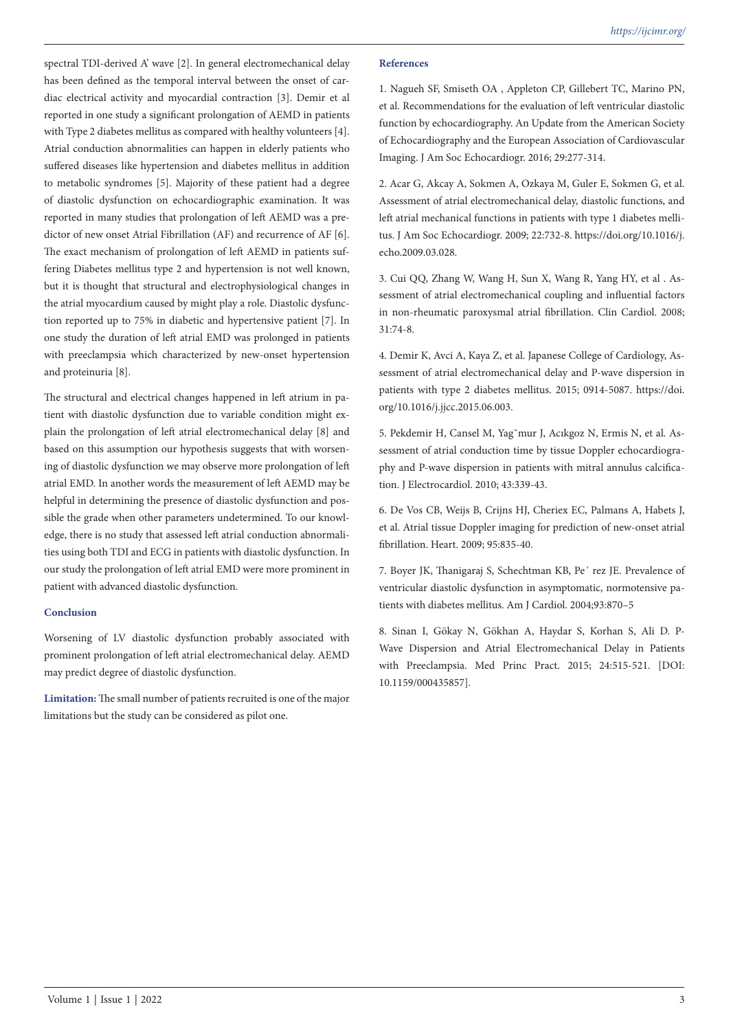spectral TDI-derived A' wave [2]. In general electromechanical delay has been defined as the temporal interval between the onset of cardiac electrical activity and myocardial contraction [3]. Demir et al reported in one study a significant prolongation of AEMD in patients with Type 2 diabetes mellitus as compared with healthy volunteers [4]. Atrial conduction abnormalities can happen in elderly patients who suffered diseases like hypertension and diabetes mellitus in addition to metabolic syndromes [5]. Majority of these patient had a degree of diastolic dysfunction on echocardiographic examination. It was reported in many studies that prolongation of left AEMD was a predictor of new onset Atrial Fibrillation (AF) and recurrence of AF [6]. The exact mechanism of prolongation of left AEMD in patients suffering Diabetes mellitus type 2 and hypertension is not well known, but it is thought that structural and electrophysiological changes in the atrial myocardium caused by might play a role. Diastolic dysfunction reported up to 75% in diabetic and hypertensive patient [7]. In one study the duration of left atrial EMD was prolonged in patients with preeclampsia which characterized by new-onset hypertension and proteinuria [8].

The structural and electrical changes happened in left atrium in patient with diastolic dysfunction due to variable condition might explain the prolongation of left atrial electromechanical delay [8] and based on this assumption our hypothesis suggests that with worsening of diastolic dysfunction we may observe more prolongation of left atrial EMD. In another words the measurement of left AEMD may be helpful in determining the presence of diastolic dysfunction and possible the grade when other parameters undetermined. To our knowledge, there is no study that assessed left atrial conduction abnormalities using both TDI and ECG in patients with diastolic dysfunction. In our study the prolongation of left atrial EMD were more prominent in patient with advanced diastolic dysfunction.

## Conclusion

Worsening of LV diastolic dysfunction probably associated with prominent prolongation of left atrial electromechanical delay. AEMD may predict degree of diastolic dysfunction.

**Limitation:** The small number of patients recruited is one of the major limitations but the study can be considered as pilot one.

## References

1. Nagueh SF, Smiseth OA , Appleton CP, Gillebert TC, Marino PN, et al. Recommendations for the evaluation of left ventricular diastolic function by echocardiography. An Update from the American Society of Echocardiography and the European Association of Cardiovascular Imaging. J Am Soc Echocardiogr. 2016; 29:277-314.

2. Acar G, Akcay A, Sokmen A, Ozkaya M, Guler E, Sokmen G, et al. Assessment of atrial electromechanical delay, diastolic functions, and left atrial mechanical functions in patients with type 1 diabetes mellitus. J Am Soc Echocardiogr. 2009; 22:732-8. https://doi.org/10.1016/j.echo.2009.03.028.

3. Cui QQ, Zhang W, Wang H, Sun X, Wang R, Yang HY, et al . Assessment of atrial electromechanical coupling and influential factors in non-rheumatic paroxysmal atrial fibrillation. Clin Cardiol. 2008; 31:74-8.

4. Demir K, Avci A, Kaya Z, et al. Japanese College of Cardiology, Assessment of atrial electromechanical delay and P-wave dispersion in patients with type 2 diabetes mellitus. 2015; 0914-5087. https://doi.org/10.1016/j.jjcc.2015.06.003.

5. Pekdemir H, Cansel M, Yağmur J, Acıkgoz N, Ermis N, et al. Assessment of atrial conduction time by tissue Doppler echocardiography and P-wave dispersion in patients with mitral annulus calcification. J Electrocardiol. 2010; 43:339-43.

6. De Vos CB, Weijs B, Crijns HJ, Cheriex EC, Palmans A, Habets J, et al. Atrial tissue Doppler imaging for prediction of new-onset atrial fibrillation. Heart. 2009; 95:835-40.

7. Boyer JK, Thanigaraj S, Schechtman KB, Pe´ rez JE. Prevalence of ventricular diastolic dysfunction in asymptomatic, normotensive patients with diabetes mellitus. Am J Cardiol. 2004;93:870–5

8. Sinan I, Gökay N, Gökhan A, Haydar S, Korhan S, Ali D. P-Wave Dispersion and Atrial Electromechanical Delay in Patients with Preeclampsia. Med Princ Pract. 2015; 24:515-521. [DOI: 10.1159/000435857].